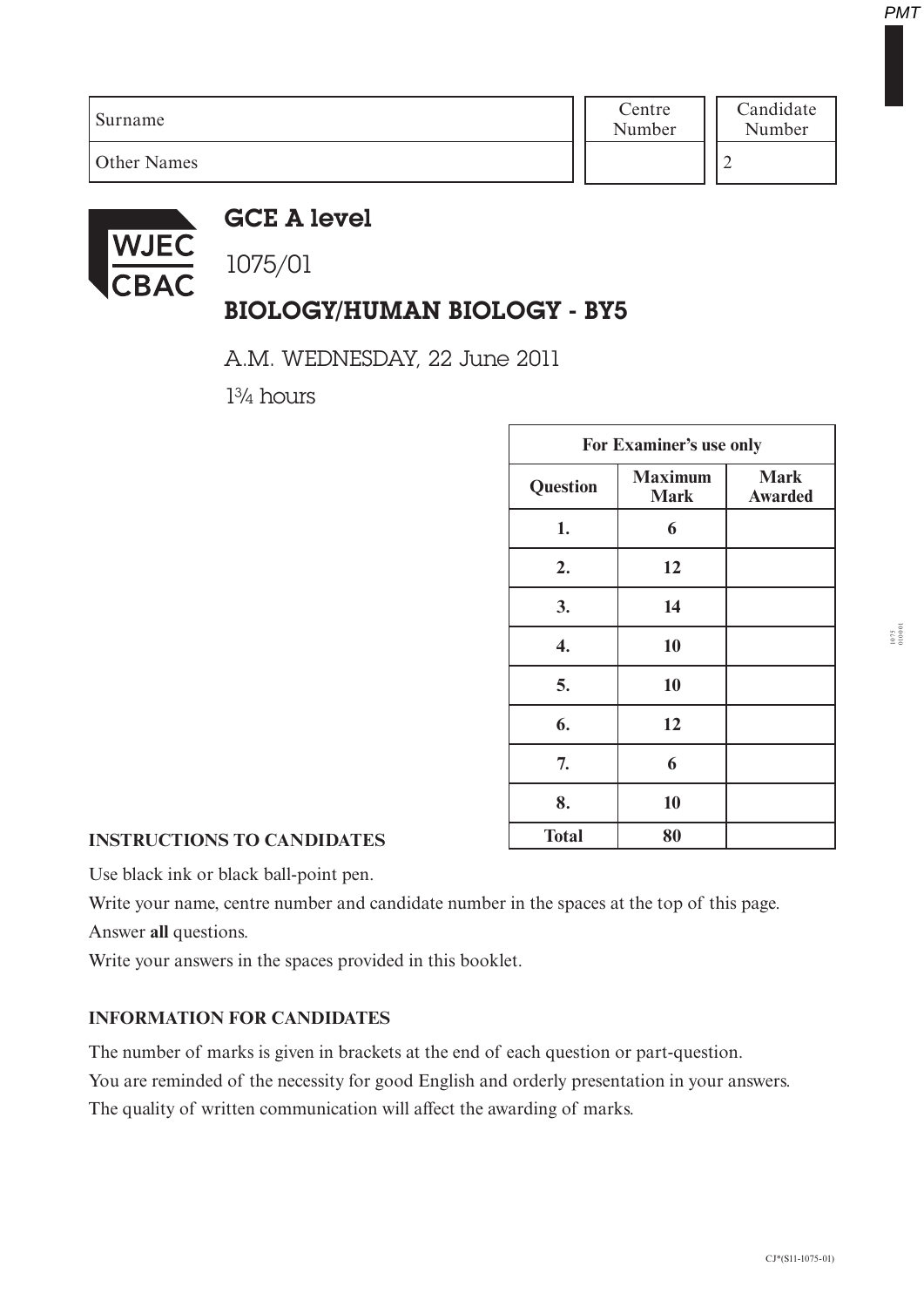| Surname | Centre Number | Candidate Number |
|---|---|---|
| Other Names | | 2 |

# GCE A level

1075/01

## BIOLOGY/HUMAN BIOLOGY - BY5

A.M. WEDNESDAY, 22 June 2011

1¾ hours

| For Examiner's use only | | |
|---|---|---|
| **Question** | **Maximum Mark** | **Mark Awarded** |
| **1.** | **6** | |
| **2.** | **12** | |
| **3.** | **14** | |
| **4.** | **10** | |
| **5.** | **10** | |
| **6.** | **12** | |
| **7.** | **6** | |
| **8.** | **10** | |
| **Total** | **80** | |

**INSTRUCTIONS TO CANDIDATES**

Use black ink or black ball-point pen.

Write your name, centre number and candidate number in the spaces at the top of this page.

Answer **all** questions.

Write your answers in the spaces provided in this booklet.

**INFORMATION FOR CANDIDATES**

The number of marks is given in brackets at the end of each question or part-question.

You are reminded of the necessity for good English and orderly presentation in your answers.

The quality of written communication will affect the awarding of marks.

CJ*(S11-1075-01)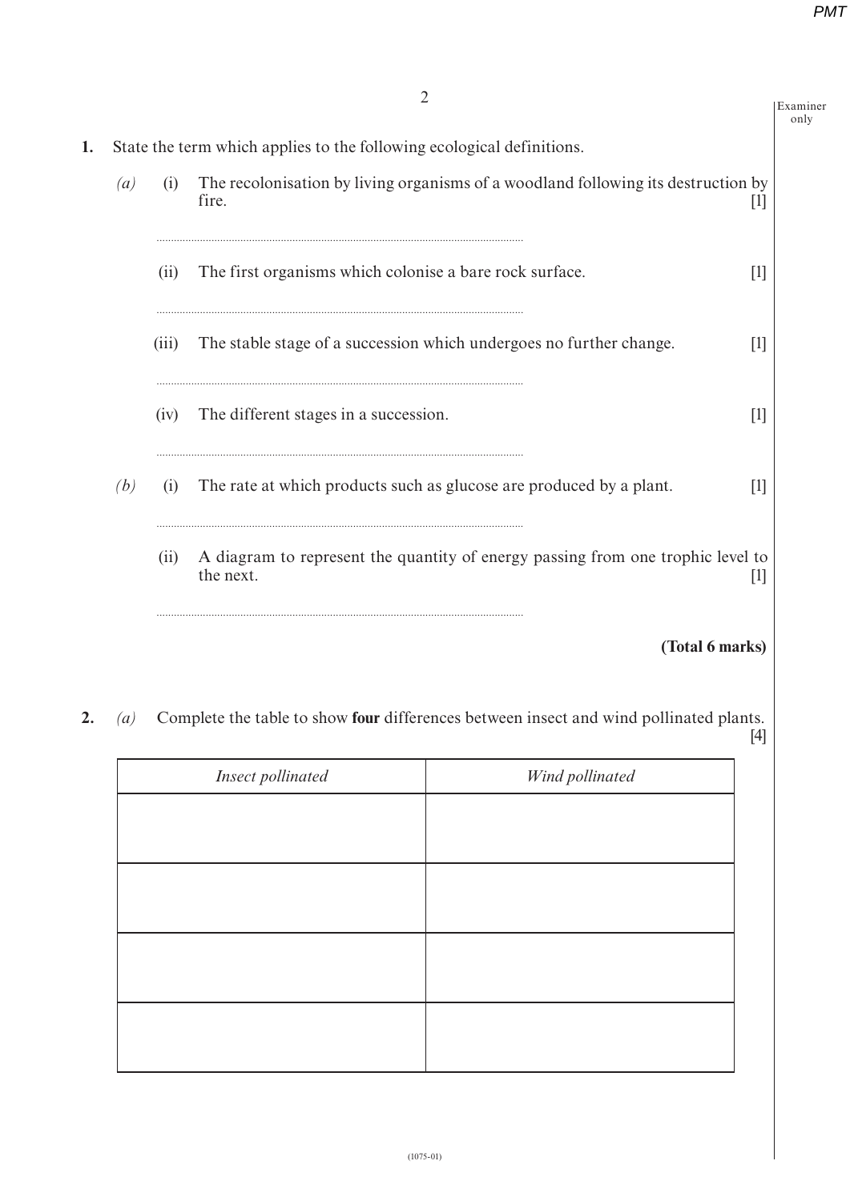1. State the term which applies to the following ecological definitions.

*(a)* (i) The recolonisation by living organisms of a woodland following its destruction by fire. [1]

..............................................................................................................

(ii) The first organisms which colonise a bare rock surface. [1]

..............................................................................................................

(iii) The stable stage of a succession which undergoes no further change. [1]

..............................................................................................................

(iv) The different stages in a succession. [1]

..............................................................................................................

*(b)* (i) The rate at which products such as glucose are produced by a plant. [1]

..............................................................................................................

(ii) A diagram to represent the quantity of energy passing from one trophic level to the next. [1]

..............................................................................................................

**(Total 6 marks)**

2. *(a)* Complete the table to show **four** differences between insect and wind pollinated plants. [4]

| *Insect pollinated* | *Wind pollinated* |
|---|---|
| | |
| | |
| | |
| | |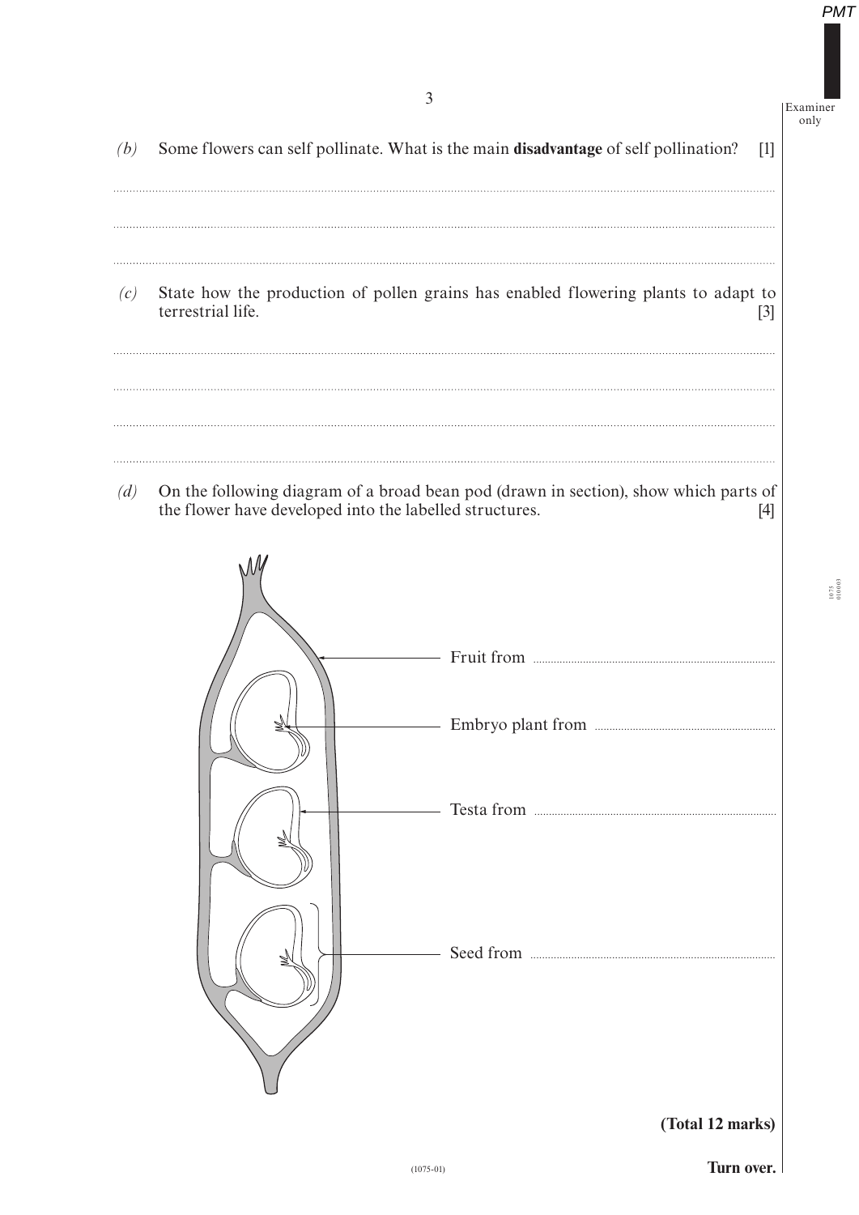*(b)* Some flowers can self pollinate. What is the main **disadvantage** of self pollination? [1]

............................................................................................................................................................

............................................................................................................................................................

............................................................................................................................................................

*(c)* State how the production of pollen grains has enabled flowering plants to adapt to terrestrial life. [3]

............................................................................................................................................................

............................................................................................................................................................

............................................................................................................................................................

............................................................................................................................................................

*(d)* On the following diagram of a broad bean pod (drawn in section), show which parts of the flower have developed into the labelled structures. [4]

Fruit from ..........................................................

Embryo plant from ..........................................................

Testa from ..........................................................

Seed from ..........................................................

**(Total 12 marks)**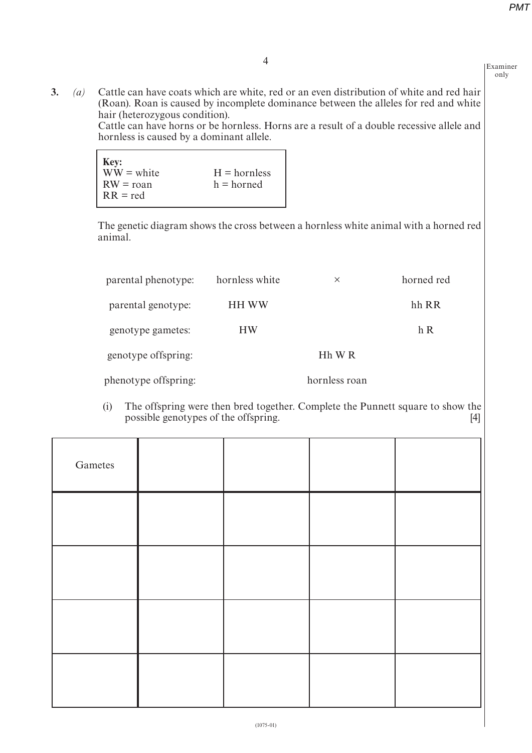**3.** *(a)* Cattle can have coats which are white, red or an even distribution of white and red hair (Roan). Roan is caused by incomplete dominance between the alleles for red and white hair (heterozygous condition).
Cattle can have horns or be hornless. Horns are a result of a double recessive allele and hornless is caused by a dominant allele.

| **Key:** | |
|---|---|
| WW = white | H = hornless |
| RW = roan | h = horned |
| RR = red | |

The genetic diagram shows the cross between a hornless white animal with a horned red animal.

| | | | |
|---|---|---|---|
| parental phenotype: | hornless white | × | horned red |
| parental genotype: | HH WW | | hh RR |
| genotype gametes: | HW | | h R |
| genotype offspring: | | Hh W R | |
| phenotype offspring: | | hornless roan | |

(i) The offspring were then bred together. Complete the Punnett square to show the possible genotypes of the offspring. [4]

| Gametes | | | | |
|---|---|---|---|---|
| | | | | |
| | | | | |
| | | | | |
| | | | | |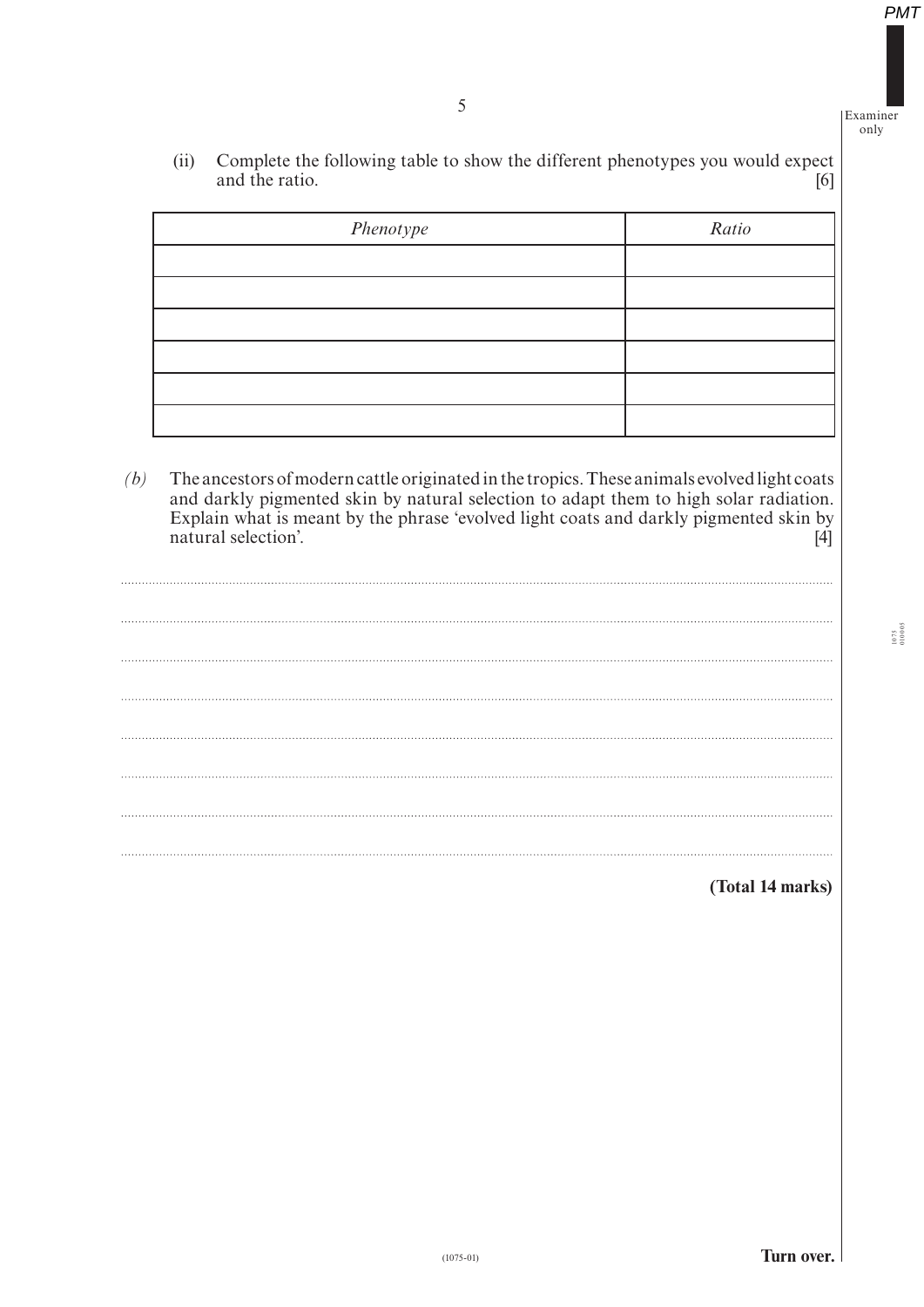(ii) Complete the following table to show the different phenotypes you would expect and the ratio. [6]

| *Phenotype* | *Ratio* |
| --- | --- |
| | |
| | |
| | |
| | |
| | |
| | |

*(b)* The ancestors of modern cattle originated in the tropics. These animals evolved light coats and darkly pigmented skin by natural selection to adapt them to high solar radiation. Explain what is meant by the phrase 'evolved light coats and darkly pigmented skin by natural selection'. [4]

.....................................................................................................................................................................

.....................................................................................................................................................................

.....................................................................................................................................................................

.....................................................................................................................................................................

.....................................................................................................................................................................

.....................................................................................................................................................................

.....................................................................................................................................................................

.....................................................................................................................................................................

**(Total 14 marks)**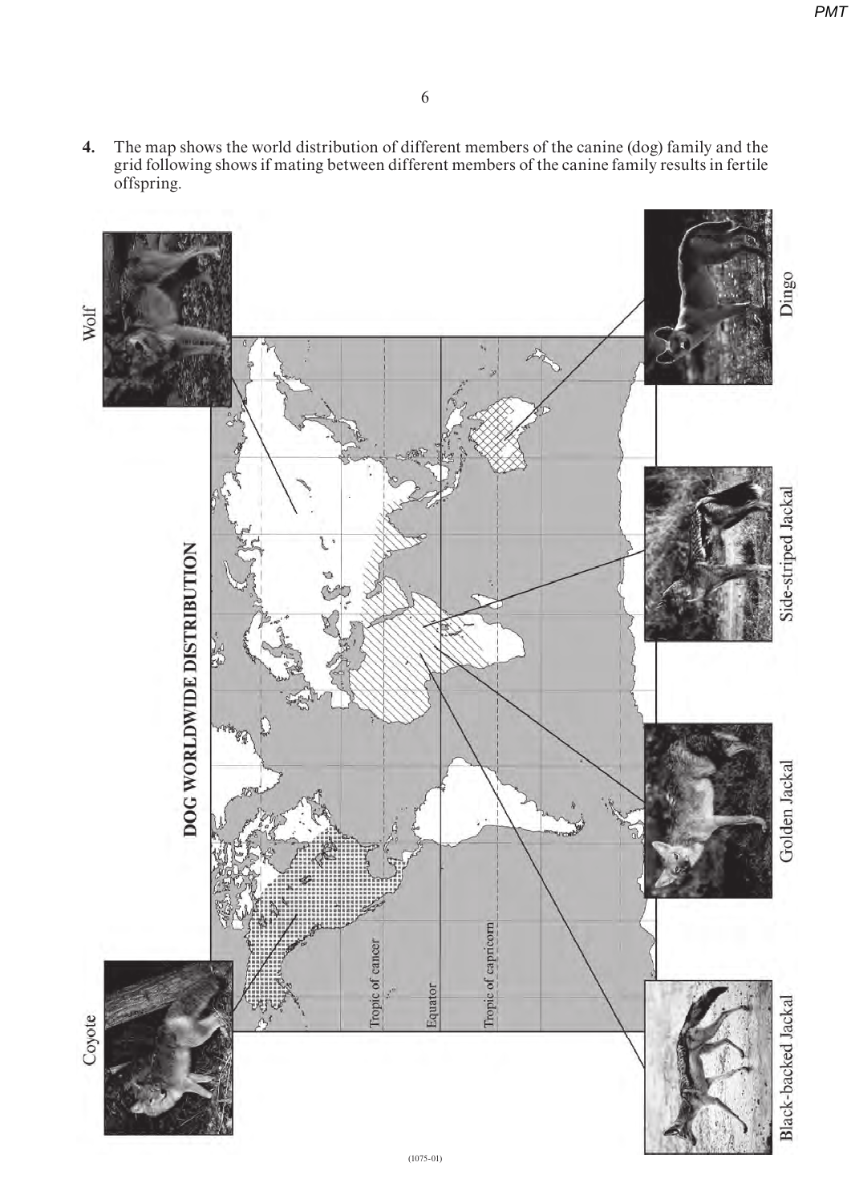**4.** The map shows the world distribution of different members of the canine (dog) family and the grid following shows if mating between different members of the canine family results in fertile offspring.

DOG WORLDWIDE DISTRIBUTION

Coyote

Wolf

Dingo

Side-striped Jackal

Golden Jackal

Black-backed Jackal

Tropic of cancer

Equator

Tropic of capricorn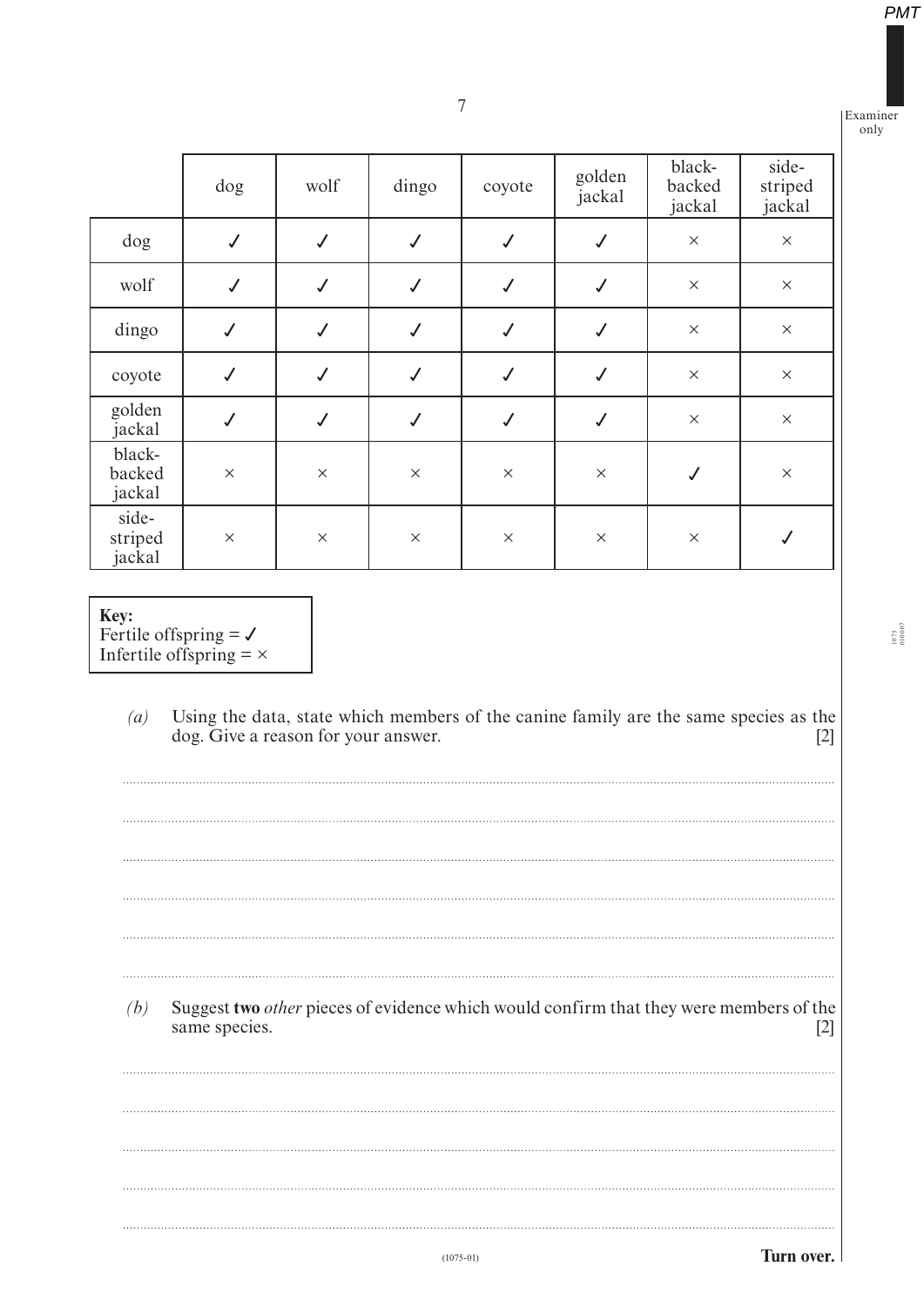| | dog | wolf | dingo | coyote | golden jackal | black-backed jackal | side-striped jackal |
|---|---|---|---|---|---|---|---|
| dog | ✓ | ✓ | ✓ | ✓ | ✓ | × | × |
| wolf | ✓ | ✓ | ✓ | ✓ | ✓ | × | × |
| dingo | ✓ | ✓ | ✓ | ✓ | ✓ | × | × |
| coyote | ✓ | ✓ | ✓ | ✓ | ✓ | × | × |
| golden jackal | ✓ | ✓ | ✓ | ✓ | ✓ | × | × |
| black-backed jackal | × | × | × | × | × | ✓ | × |
| side-striped jackal | × | × | × | × | × | × | ✓ |

**Key:**
Fertile offspring = ✓
Infertile offspring = ×

*(a)* Using the data, state which members of the canine family are the same species as the dog. Give a reason for your answer. [2]

*(b)* Suggest **two** *other* pieces of evidence which would confirm that they were members of the same species. [2]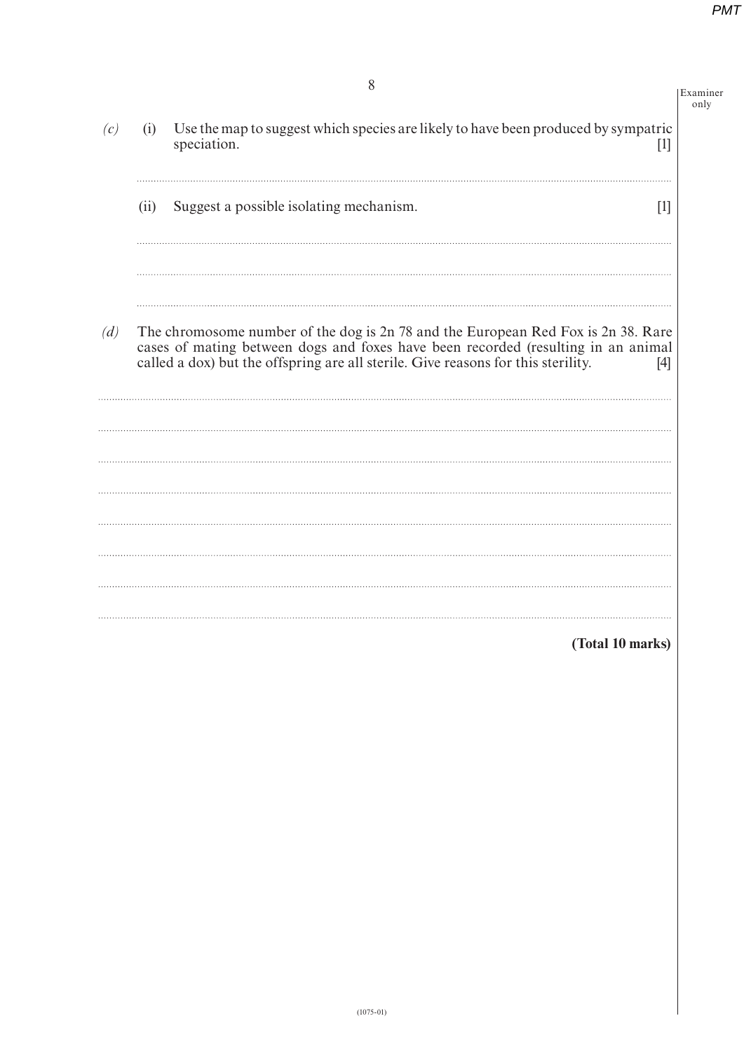*(c)* (i) Use the map to suggest which species are likely to have been produced by sympatric speciation. [1]

..............................................................................................................................................

(ii) Suggest a possible isolating mechanism. [1]

..............................................................................................................................................

..............................................................................................................................................

..............................................................................................................................................

*(d)* The chromosome number of the dog is 2n 78 and the European Red Fox is 2n 38. Rare cases of mating between dogs and foxes have been recorded (resulting in an animal called a dox) but the offspring are all sterile. Give reasons for this sterility. [4]

..............................................................................................................................................

..............................................................................................................................................

..............................................................................................................................................

..............................................................................................................................................

..............................................................................................................................................

..............................................................................................................................................

..............................................................................................................................................

..............................................................................................................................................

**(Total 10 marks)**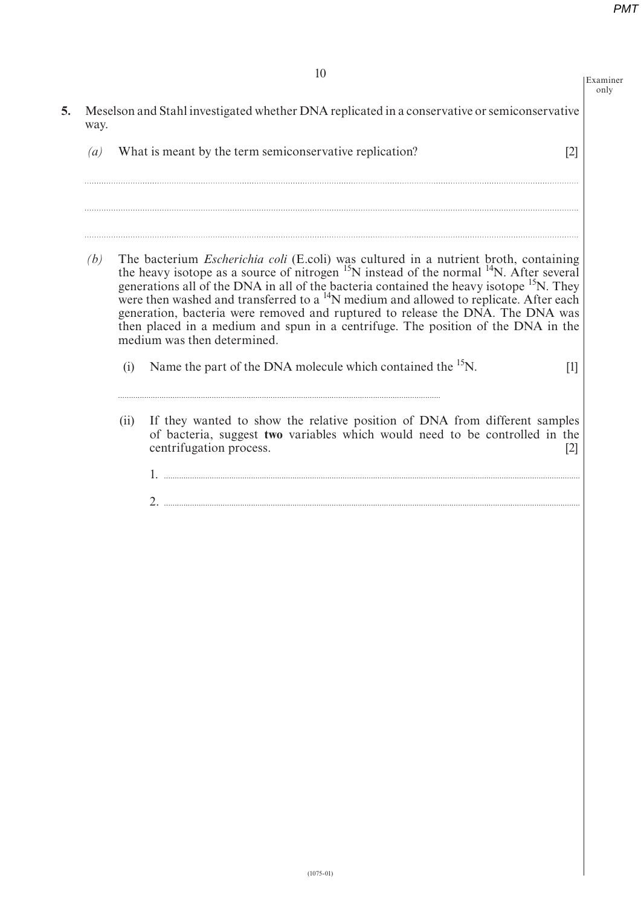**5.** Meselson and Stahl investigated whether DNA replicated in a conservative or semiconservative way.

*(a)* What is meant by the term semiconservative replication? [2]

..............................................................................................................................................

..............................................................................................................................................

..............................................................................................................................................

*(b)* The bacterium *Escherichia coli* (E.coli) was cultured in a nutrient broth, containing the heavy isotope as a source of nitrogen $^{15}N$ instead of the normal $^{14}N$. After several generations all of the DNA in all of the bacteria contained the heavy isotope $^{15}N$. They were then washed and transferred to a $^{14}N$ medium and allowed to replicate. After each generation, bacteria were removed and ruptured to release the DNA. The DNA was then placed in a medium and spun in a centrifuge. The position of the DNA in the medium was then determined.

(i) Name the part of the DNA molecule which contained the $^{15}N$. [1]

..............................................................................................................................................

(ii) If they wanted to show the relative position of DNA from different samples of bacteria, suggest **two** variables which would need to be controlled in the centrifugation process. [2]

1. ..............................................................................................................................................

2. ..............................................................................................................................................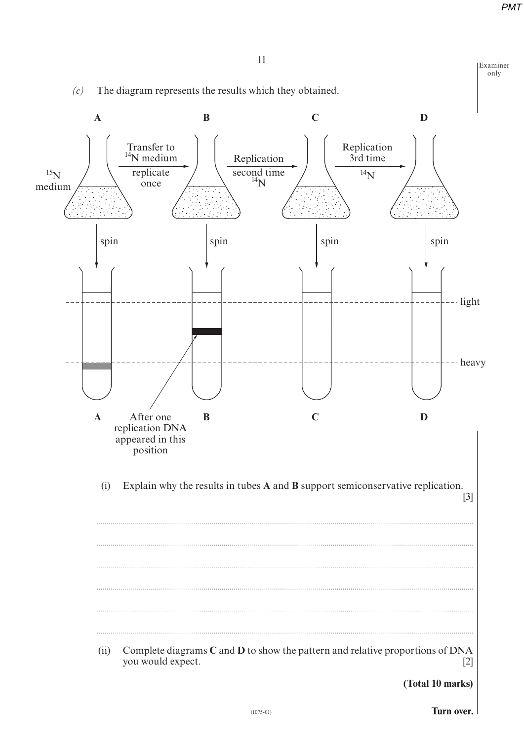*(c)* The diagram represents the results which they obtained.

A — $^{15}N$ medium → Transfer to $^{14}N$ medium, replicate once → B → Replication second time $^{14}N$ → C → Replication 3rd time $^{14}N$ → D

spin (A, B, C, D)

light

heavy

A — B — After one replication DNA appeared in this position — C — D

(i) Explain why the results in tubes **A** and **B** support semiconservative replication. [3]

..........................................................................................................................................

..........................................................................................................................................

..........................................................................................................................................

..........................................................................................................................................

..........................................................................................................................................

..........................................................................................................................................

(ii) Complete diagrams **C** and **D** to show the pattern and relative proportions of DNA you would expect. [2]

**(Total 10 marks)**

**Turn over.**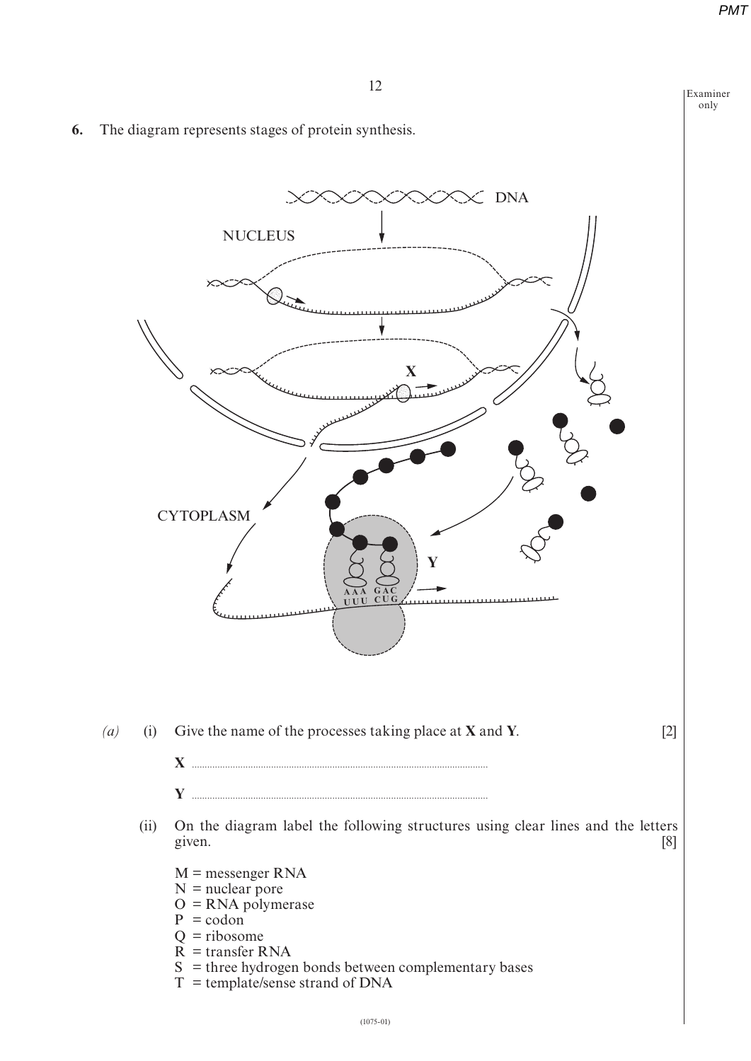**6.** The diagram represents stages of protein synthesis.

*(a)* (i) Give the name of the processes taking place at **X** and **Y**. [2]

**X** ..............................................................................................................

**Y** ..............................................................................................................

(ii) On the diagram label the following structures using clear lines and the letters given. [8]

M = messenger RNA
N = nuclear pore
O = RNA polymerase
P = codon
Q = ribosome
R = transfer RNA
S = three hydrogen bonds between complementary bases
T = template/sense strand of DNA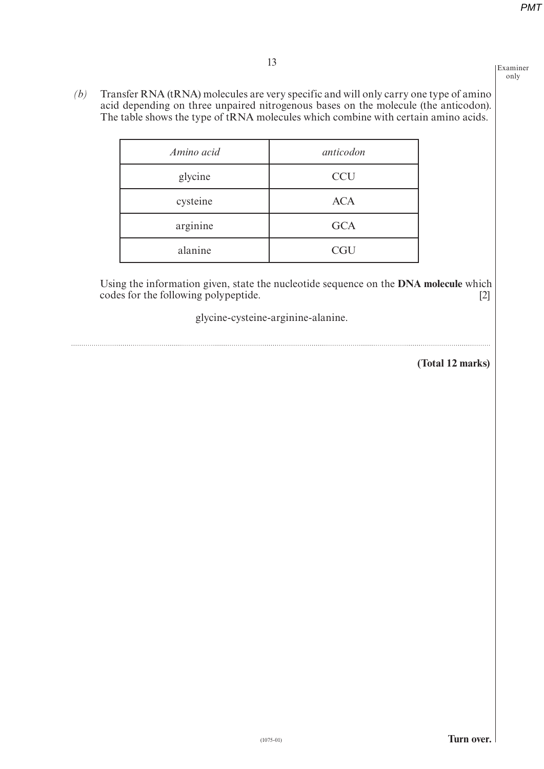*(b)* Transfer RNA (tRNA) molecules are very specific and will only carry one type of amino acid depending on three unpaired nitrogenous bases on the molecule (the anticodon). The table shows the type of tRNA molecules which combine with certain amino acids.

| *Amino acid* | *anticodon* |
|---|---|
| glycine | CCU |
| cysteine | ACA |
| arginine | GCA |
| alanine | CGU |

Using the information given, state the nucleotide sequence on the **DNA molecule** which codes for the following polypeptide. [2]

glycine-cysteine-arginine-alanine.

..........................................................................................................................................................................................

**(Total 12 marks)**

**Turn over.**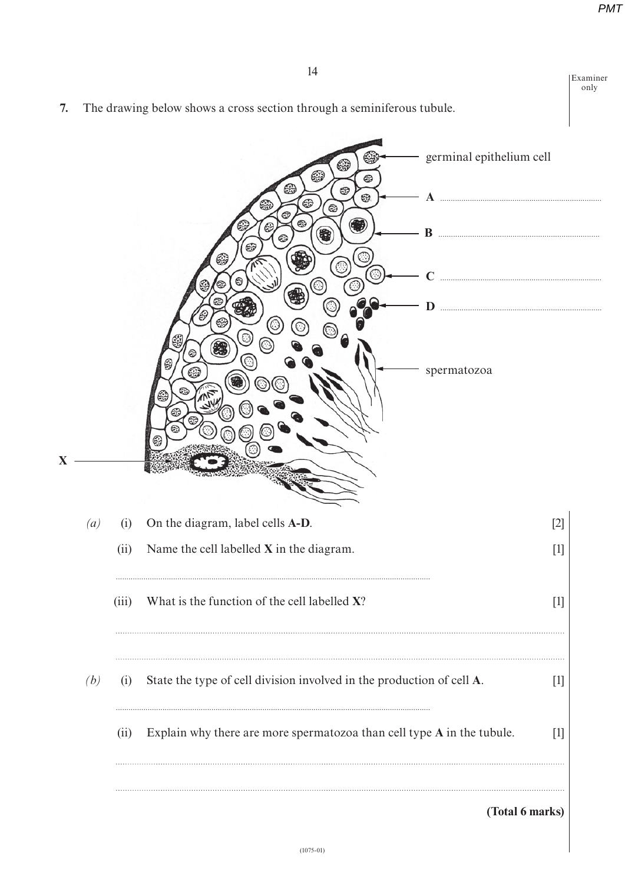**7.** The drawing below shows a cross section through a seminiferous tubule.

germinal epithelium cell

**A** ..........................................

**B** ..........................................

**C** ..........................................

**D** ..........................................

spermatozoa

**X**

*(a)* (i) On the diagram, label cells **A-D**. [2]

(ii) Name the cell labelled **X** in the diagram. [1]

..........................................

(iii) What is the function of the cell labelled **X**? [1]

..........................................

..........................................

*(b)* (i) State the type of cell division involved in the production of cell **A**. [1]

..........................................

(ii) Explain why there are more spermatozoa than cell type **A** in the tubule. [1]

..........................................

..........................................

**(Total 6 marks)**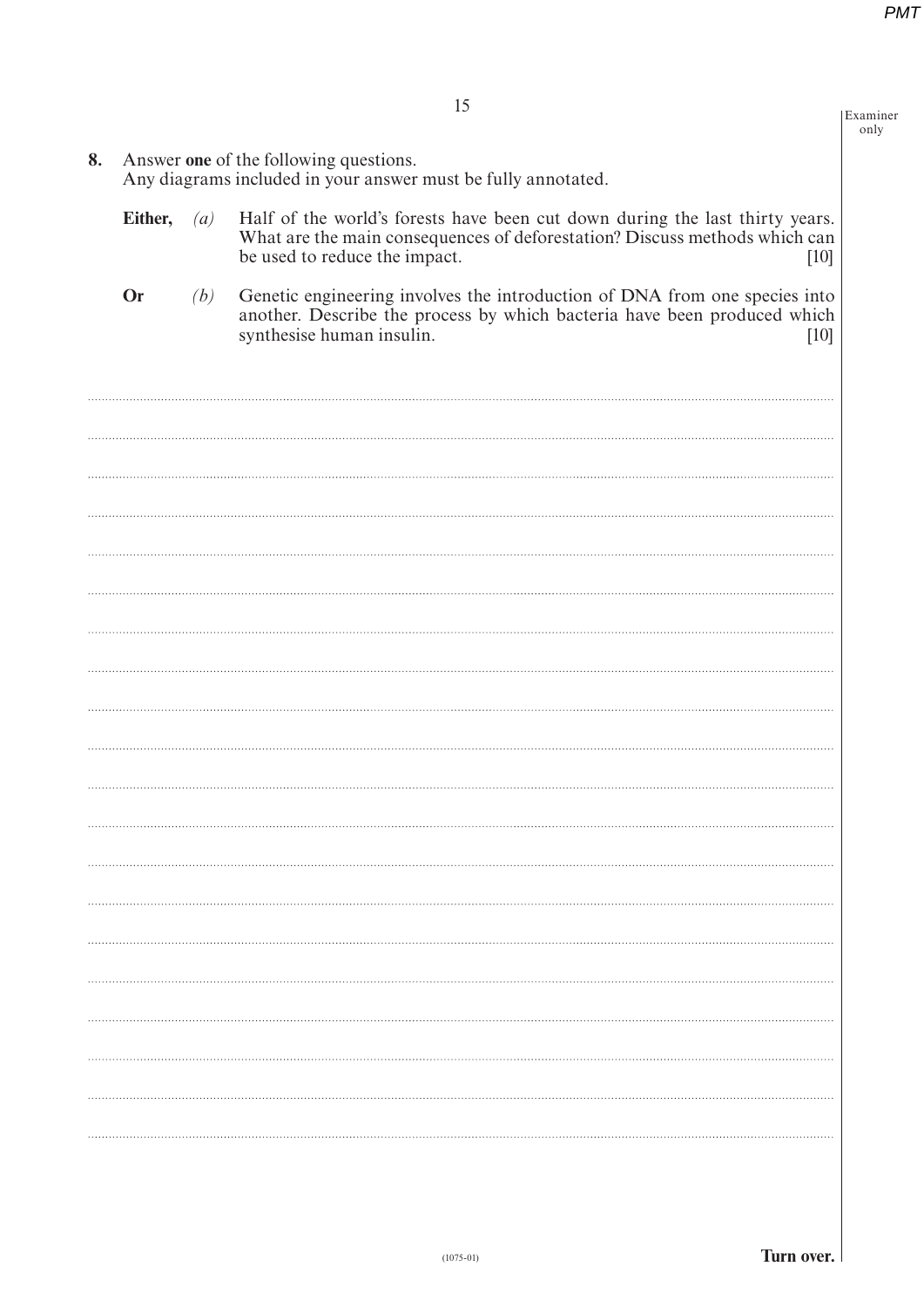**8.** Answer **one** of the following questions.
Any diagrams included in your answer must be fully annotated.

**Either,** *(a)* Half of the world's forests have been cut down during the last thirty years. What are the main consequences of deforestation? Discuss methods which can be used to reduce the impact. [10]

**Or** *(b)* Genetic engineering involves the introduction of DNA from one species into another. Describe the process by which bacteria have been produced which synthesise human insulin. [10]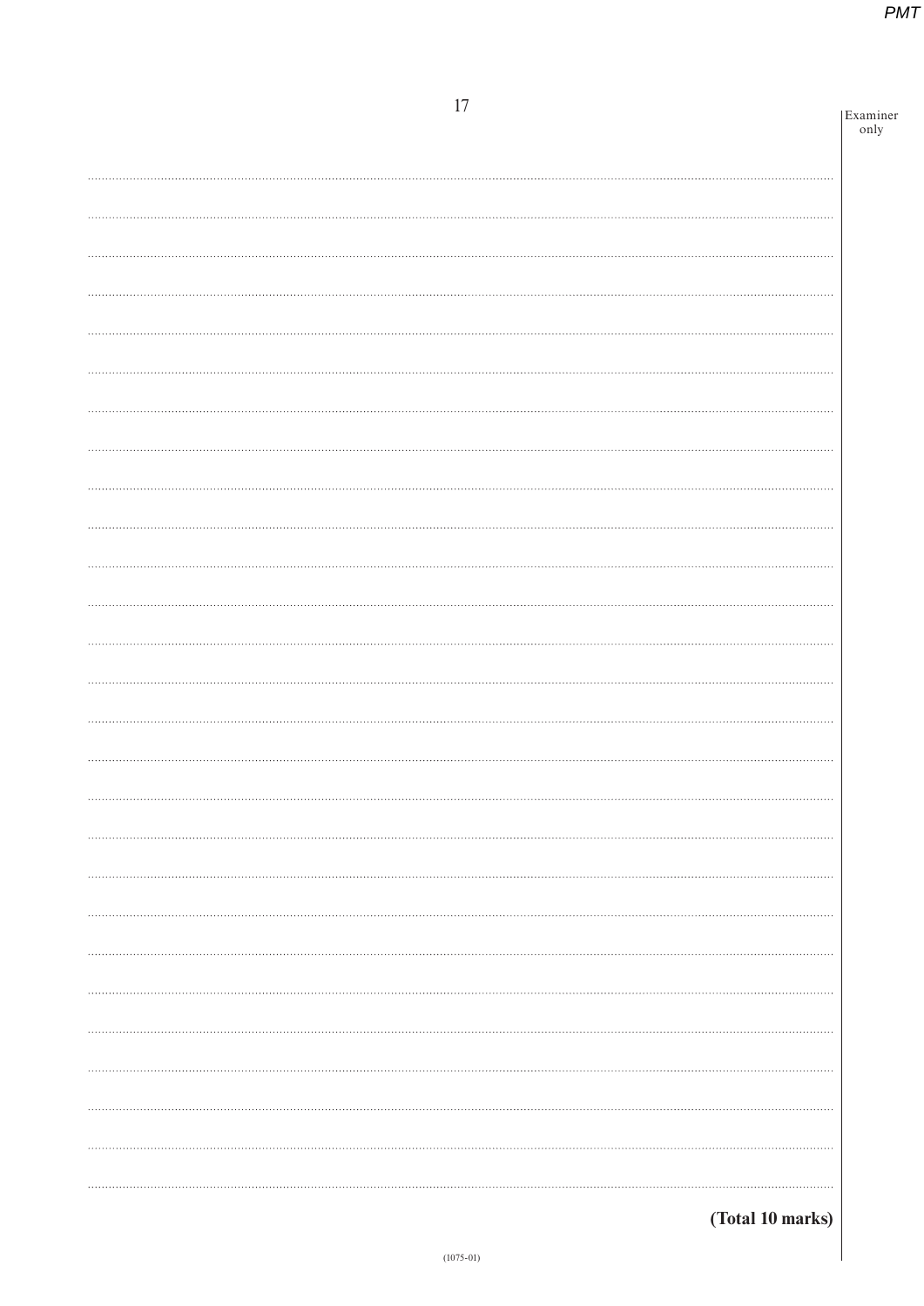**(Total 10 marks)**